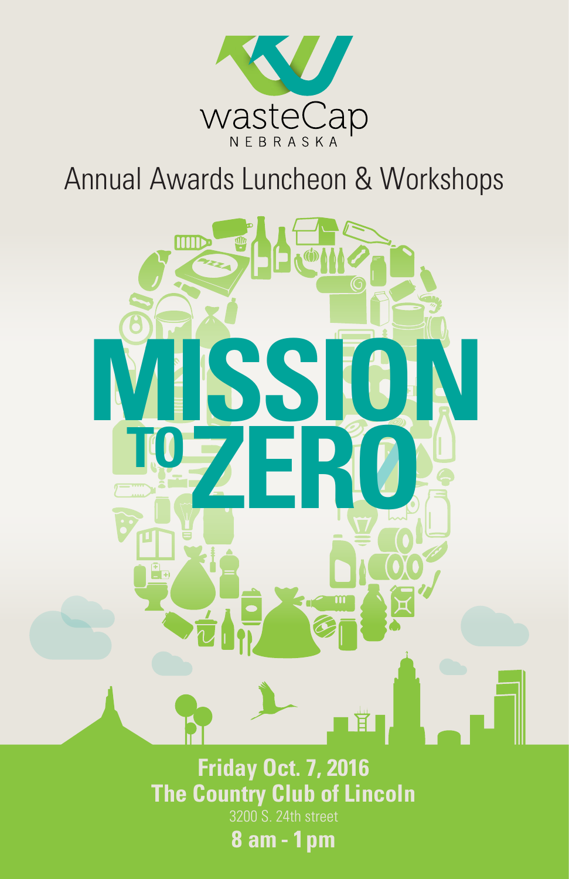wasteCap
NEBRASKA

# Annual Awards Luncheon & Workshops

# MISSION TO ZERO

**Friday Oct. 7, 2016**
**The Country Club of Lincoln**
3200 S. 24th street
**8 am - 1 pm**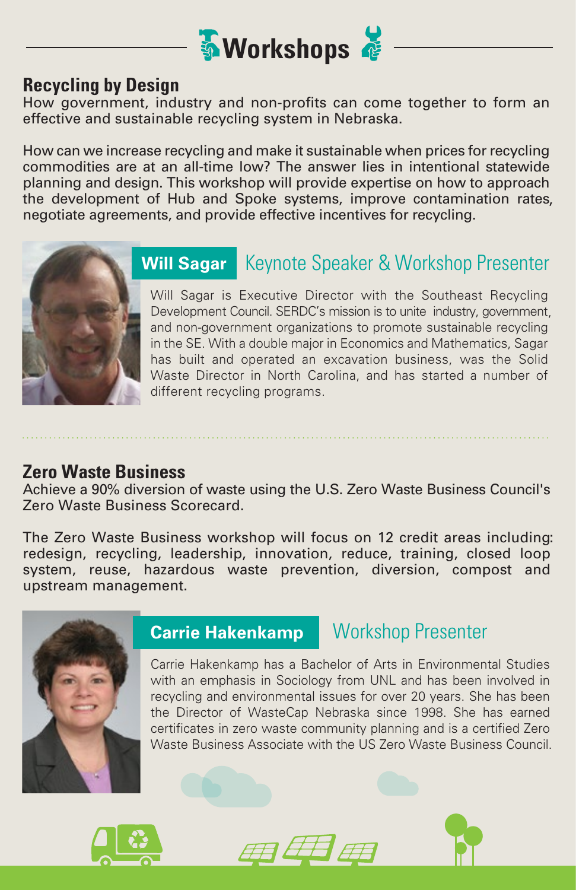# Workshops

## Recycling by Design

How government, industry and non-profits can come together to form an effective and sustainable recycling system in Nebraska.

How can we increase recycling and make it sustainable when prices for recycling commodities are at an all-time low? The answer lies in intentional statewide planning and design. This workshop will provide expertise on how to approach the development of Hub and Spoke systems, improve contamination rates, negotiate agreements, and provide effective incentives for recycling.

### Will Sagar — Keynote Speaker & Workshop Presenter

Will Sagar is Executive Director with the Southeast Recycling Development Council. SERDC's mission is to unite industry, government, and non-government organizations to promote sustainable recycling in the SE. With a double major in Economics and Mathematics, Sagar has built and operated an excavation business, was the Solid Waste Director in North Carolina, and has started a number of different recycling programs.

## Zero Waste Business

Achieve a 90% diversion of waste using the U.S. Zero Waste Business Council's Zero Waste Business Scorecard.

The Zero Waste Business workshop will focus on 12 credit areas including: redesign, recycling, leadership, innovation, reduce, training, closed loop system, reuse, hazardous waste prevention, diversion, compost and upstream management.

### Carrie Hakenkamp — Workshop Presenter

Carrie Hakenkamp has a Bachelor of Arts in Environmental Studies with an emphasis in Sociology from UNL and has been involved in recycling and environmental issues for over 20 years. She has been the Director of WasteCap Nebraska since 1998. She has earned certificates in zero waste community planning and is a certified Zero Waste Business Associate with the US Zero Waste Business Council.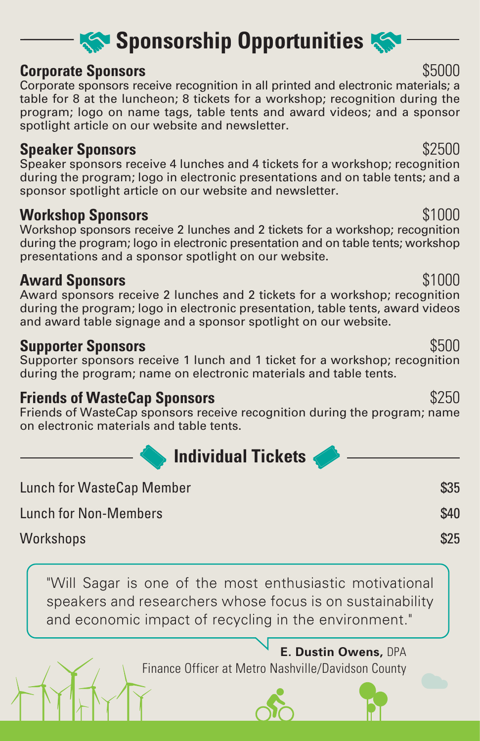## Sponsorship Opportunities

### Corporate Sponsors — $5000

Corporate sponsors receive recognition in all printed and electronic materials; a table for 8 at the luncheon; 8 tickets for a workshop; recognition during the program; logo on name tags, table tents and award videos; and a sponsor spotlight article on our website and newsletter.

### Speaker Sponsors — $2500

Speaker sponsors receive 4 lunches and 4 tickets for a workshop; recognition during the program; logo in electronic presentations and on table tents; and a sponsor spotlight article on our website and newsletter.

### Workshop Sponsors — $1000

Workshop sponsors receive 2 lunches and 2 tickets for a workshop; recognition during the program; logo in electronic presentation and on table tents; workshop presentations and a sponsor spotlight on our website.

### Award Sponsors — $1000

Award sponsors receive 2 lunches and 2 tickets for a workshop; recognition during the program; logo in electronic presentation, table tents, award videos and award table signage and a sponsor spotlight on our website.

### Supporter Sponsors — $500

Supporter sponsors receive 1 lunch and 1 ticket for a workshop; recognition during the program; name on electronic materials and table tents.

### Friends of WasteCap Sponsors — $250

Friends of WasteCap sponsors receive recognition during the program; name on electronic materials and table tents.

## Individual Tickets

| Item | Price |
| --- | --- |
| Lunch for WasteCap Member | $35 |
| Lunch for Non-Members | $40 |
| Workshops | $25 |

"Will Sagar is one of the most enthusiastic motivational speakers and researchers whose focus is on sustainability and economic impact of recycling in the environment."

**E. Dustin Owens,** DPA
Finance Officer at Metro Nashville/Davidson County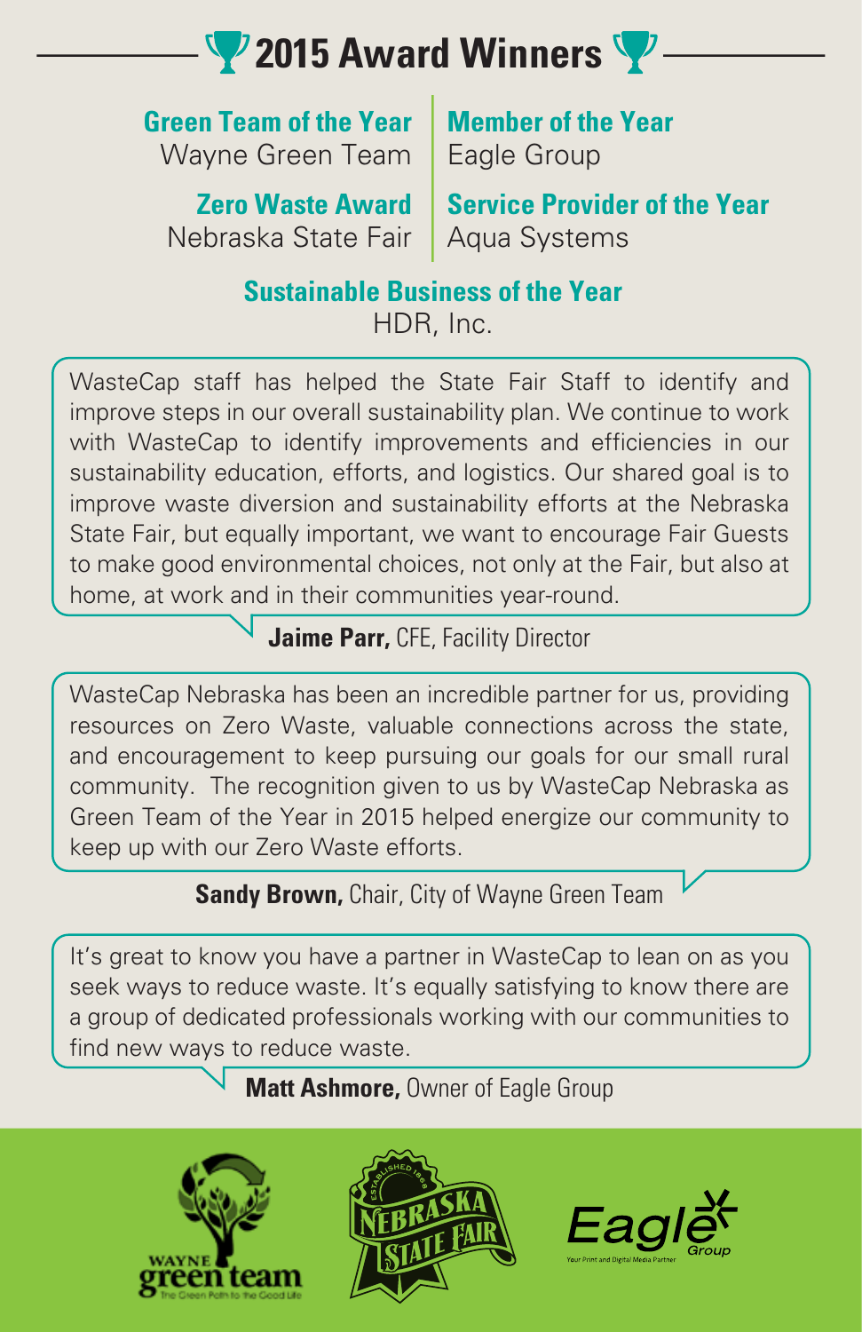## 2015 Award Winners

**Green Team of the Year**
Wayne Green Team

**Member of the Year**
Eagle Group

**Zero Waste Award**
Nebraska State Fair

**Service Provider of the Year**
Aqua Systems

**Sustainable Business of the Year**
HDR, Inc.

WasteCap staff has helped the State Fair Staff to identify and improve steps in our overall sustainability plan. We continue to work with WasteCap to identify improvements and efficiencies in our sustainability education, efforts, and logistics. Our shared goal is to improve waste diversion and sustainability efforts at the Nebraska State Fair, but equally important, we want to encourage Fair Guests to make good environmental choices, not only at the Fair, but also at home, at work and in their communities year-round.

**Jaime Parr,** CFE, Facility Director

WasteCap Nebraska has been an incredible partner for us, providing resources on Zero Waste, valuable connections across the state, and encouragement to keep pursuing our goals for our small rural community. The recognition given to us by WasteCap Nebraska as Green Team of the Year in 2015 helped energize our community to keep up with our Zero Waste efforts.

**Sandy Brown,** Chair, City of Wayne Green Team

It's great to know you have a partner in WasteCap to lean on as you seek ways to reduce waste. It's equally satisfying to know there are a group of dedicated professionals working with our communities to find new ways to reduce waste.

**Matt Ashmore,** Owner of Eagle Group

WAYNE green team
The Green Path to the Good Life

ESTABLISHED 1868
NEBRASKA STATE FAIR

Eagle Group
Your Print and Digital Media Partner